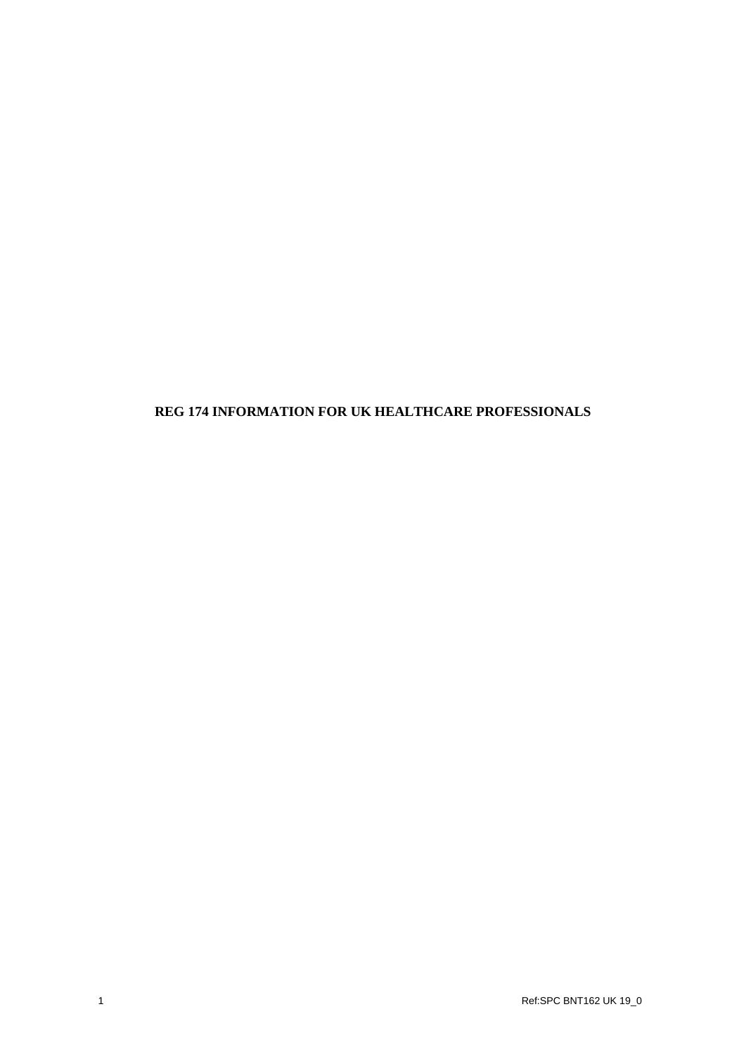# REG 174 INFORMATION FOR UK HEALTHCARE PROFESSIONALS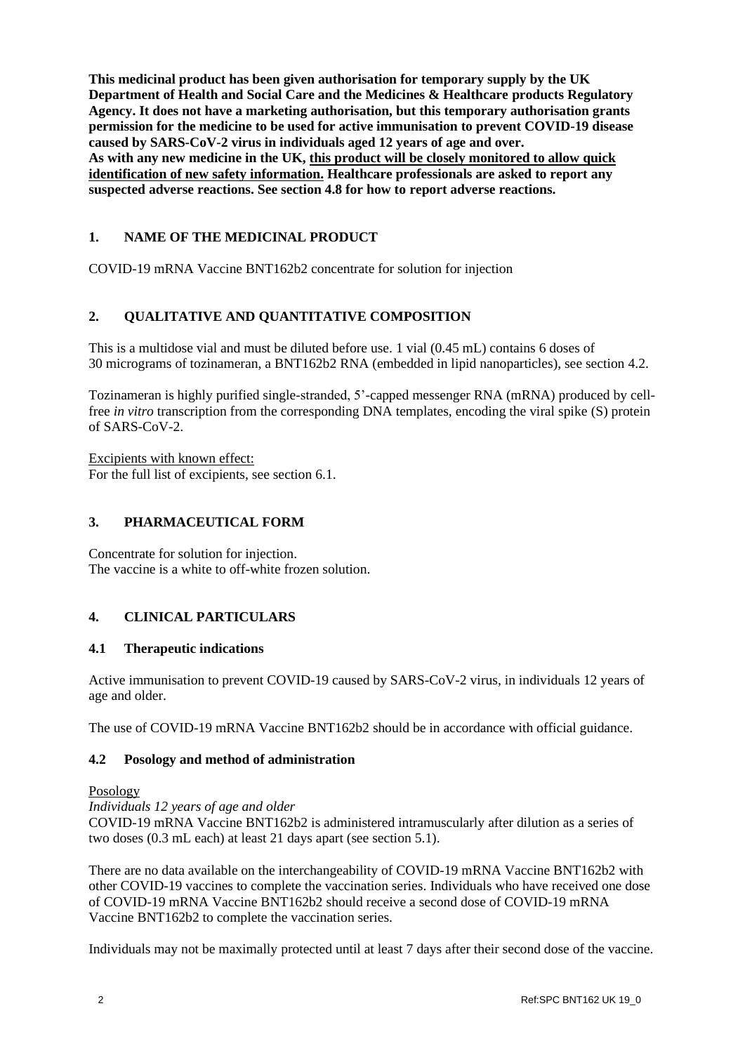**This medicinal product has been given authorisation for temporary supply by the UK Department of Health and Social Care and the Medicines & Healthcare products Regulatory Agency. It does not have a marketing authorisation, but this temporary authorisation grants permission for the medicine to be used for active immunisation to prevent COVID-19 disease caused by SARS-CoV-2 virus in individuals aged 12 years of age and over.**
**As with any new medicine in the UK, <u>this product will be closely monitored to allow quick identification of new safety information.</u> Healthcare professionals are asked to report any suspected adverse reactions. See section 4.8 for how to report adverse reactions.**

## 1. NAME OF THE MEDICINAL PRODUCT

COVID-19 mRNA Vaccine BNT162b2 concentrate for solution for injection

## 2. QUALITATIVE AND QUANTITATIVE COMPOSITION

This is a multidose vial and must be diluted before use. 1 vial (0.45 mL) contains 6 doses of 30 micrograms of tozinameran, a BNT162b2 RNA (embedded in lipid nanoparticles), see section 4.2.

Tozinameran is highly purified single-stranded, 5'-capped messenger RNA (mRNA) produced by cell-free *in vitro* transcription from the corresponding DNA templates, encoding the viral spike (S) protein of SARS-CoV-2.

<u>Excipients with known effect:</u>
For the full list of excipients, see section 6.1.

## 3. PHARMACEUTICAL FORM

Concentrate for solution for injection.
The vaccine is a white to off-white frozen solution.

## 4. CLINICAL PARTICULARS

### 4.1 Therapeutic indications

Active immunisation to prevent COVID-19 caused by SARS-CoV-2 virus, in individuals 12 years of age and older.

The use of COVID-19 mRNA Vaccine BNT162b2 should be in accordance with official guidance.

### 4.2 Posology and method of administration

<u>Posology</u>
*Individuals 12 years of age and older*
COVID-19 mRNA Vaccine BNT162b2 is administered intramuscularly after dilution as a series of two doses (0.3 mL each) at least 21 days apart (see section 5.1).

There are no data available on the interchangeability of COVID-19 mRNA Vaccine BNT162b2 with other COVID-19 vaccines to complete the vaccination series. Individuals who have received one dose of COVID-19 mRNA Vaccine BNT162b2 should receive a second dose of COVID-19 mRNA Vaccine BNT162b2 to complete the vaccination series.

Individuals may not be maximally protected until at least 7 days after their second dose of the vaccine.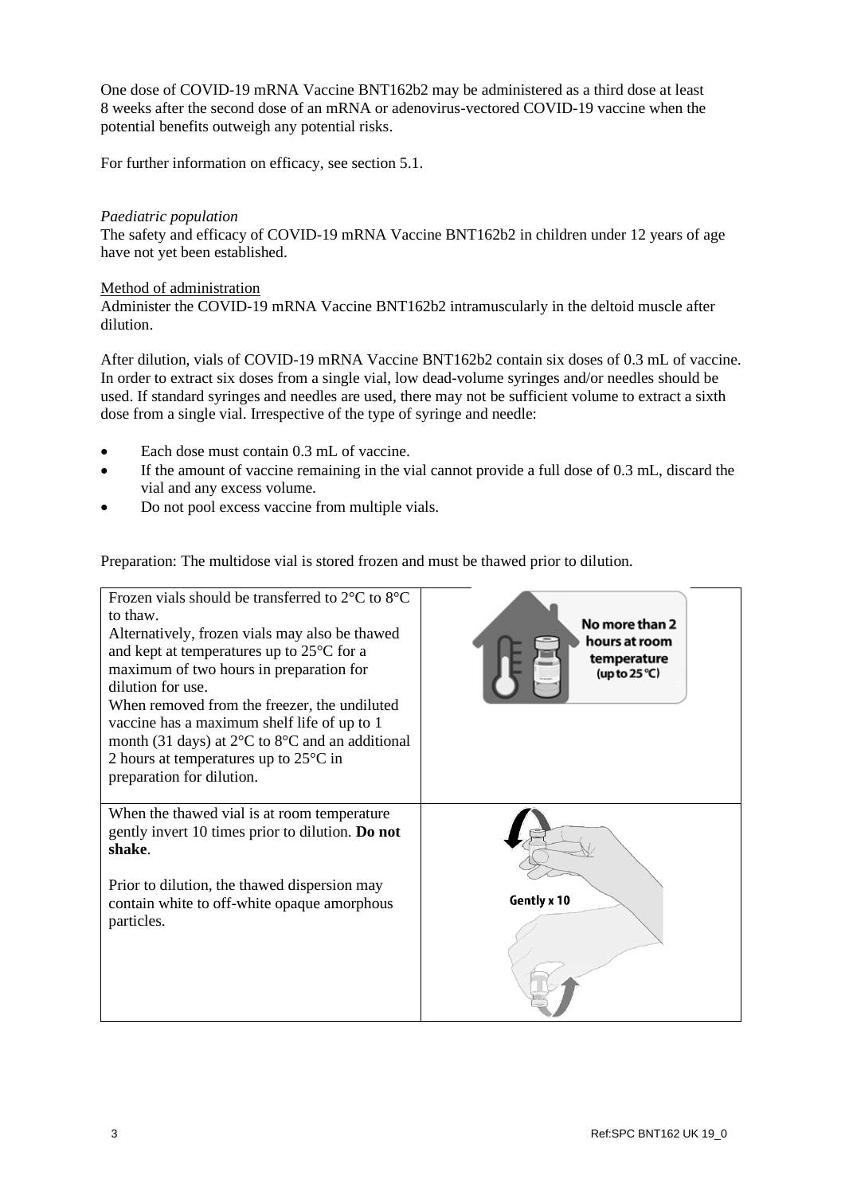One dose of COVID-19 mRNA Vaccine BNT162b2 may be administered as a third dose at least 8 weeks after the second dose of an mRNA or adenovirus-vectored COVID-19 vaccine when the potential benefits outweigh any potential risks.

For further information on efficacy, see section 5.1.

*Paediatric population*
The safety and efficacy of COVID-19 mRNA Vaccine BNT162b2 in children under 12 years of age have not yet been established.

Method of administration
Administer the COVID-19 mRNA Vaccine BNT162b2 intramuscularly in the deltoid muscle after dilution.

After dilution, vials of COVID-19 mRNA Vaccine BNT162b2 contain six doses of 0.3 mL of vaccine. In order to extract six doses from a single vial, low dead-volume syringes and/or needles should be used. If standard syringes and needles are used, there may not be sufficient volume to extract a sixth dose from a single vial. Irrespective of the type of syringe and needle:

- Each dose must contain 0.3 mL of vaccine.
- If the amount of vaccine remaining in the vial cannot provide a full dose of 0.3 mL, discard the vial and any excess volume.
- Do not pool excess vaccine from multiple vials.

Preparation: The multidose vial is stored frozen and must be thawed prior to dilution.

| | |
|---|---|
| Frozen vials should be transferred to 2°C to 8°C to thaw.<br>Alternatively, frozen vials may also be thawed and kept at temperatures up to 25°C for a maximum of two hours in preparation for dilution for use.<br>When removed from the freezer, the undiluted vaccine has a maximum shelf life of up to 1 month (31 days) at 2°C to 8°C and an additional 2 hours at temperatures up to 25°C in preparation for dilution. | No more than 2 hours at room temperature (up to 25 °C) |
| When the thawed vial is at room temperature gently invert 10 times prior to dilution. **Do not shake**.<br><br>Prior to dilution, the thawed dispersion may contain white to off-white opaque amorphous particles. | Gently x 10 |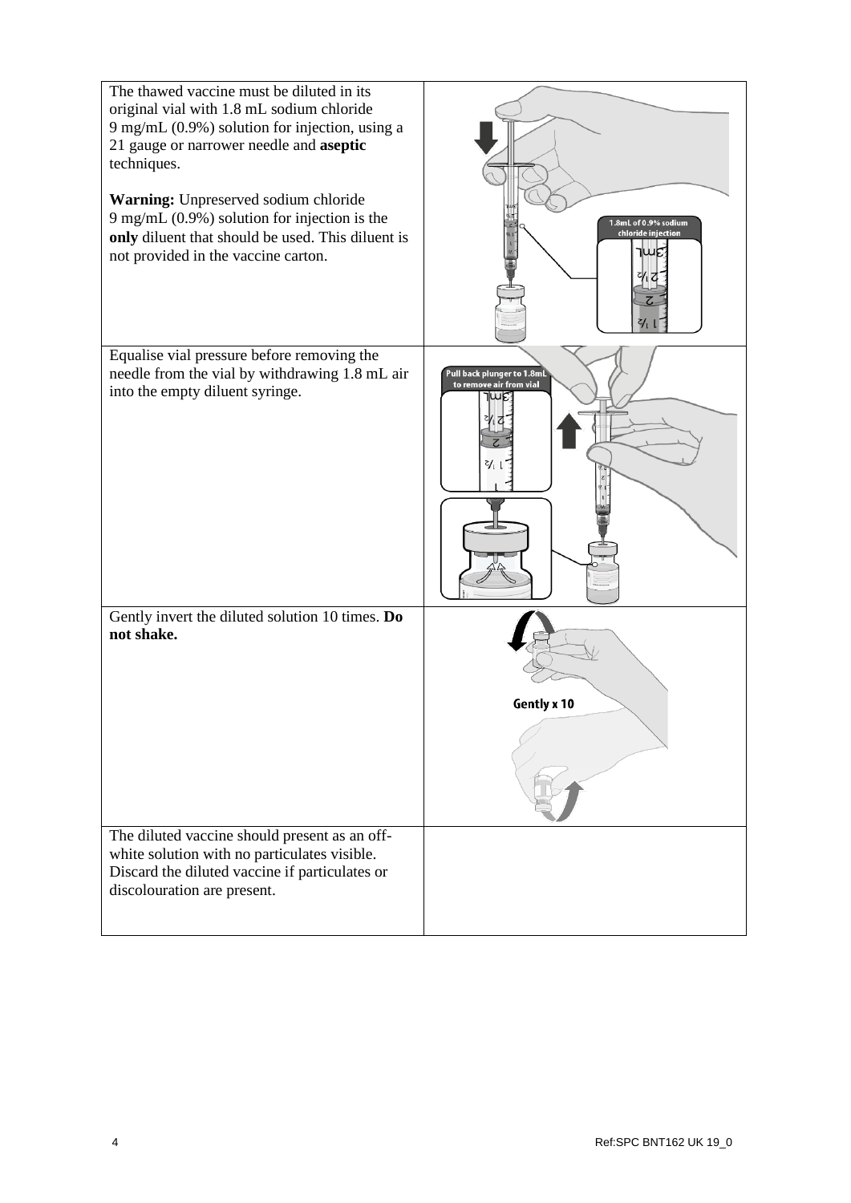| | |
|---|---|
| The thawed vaccine must be diluted in its original vial with 1.8 mL sodium chloride 9 mg/mL (0.9%) solution for injection, using a 21 gauge or narrower needle and **aseptic** techniques.<br><br>**Warning:** Unpreserved sodium chloride 9 mg/mL (0.9%) solution for injection is the **only** diluent that should be used. This diluent is not provided in the vaccine carton. | |
| Equalise vial pressure before removing the needle from the vial by withdrawing 1.8 mL air into the empty diluent syringe. | |
| Gently invert the diluted solution 10 times. **Do not shake.** | |
| The diluted vaccine should present as an off-white solution with no particulates visible. Discard the diluted vaccine if particulates or discolouration are present. | |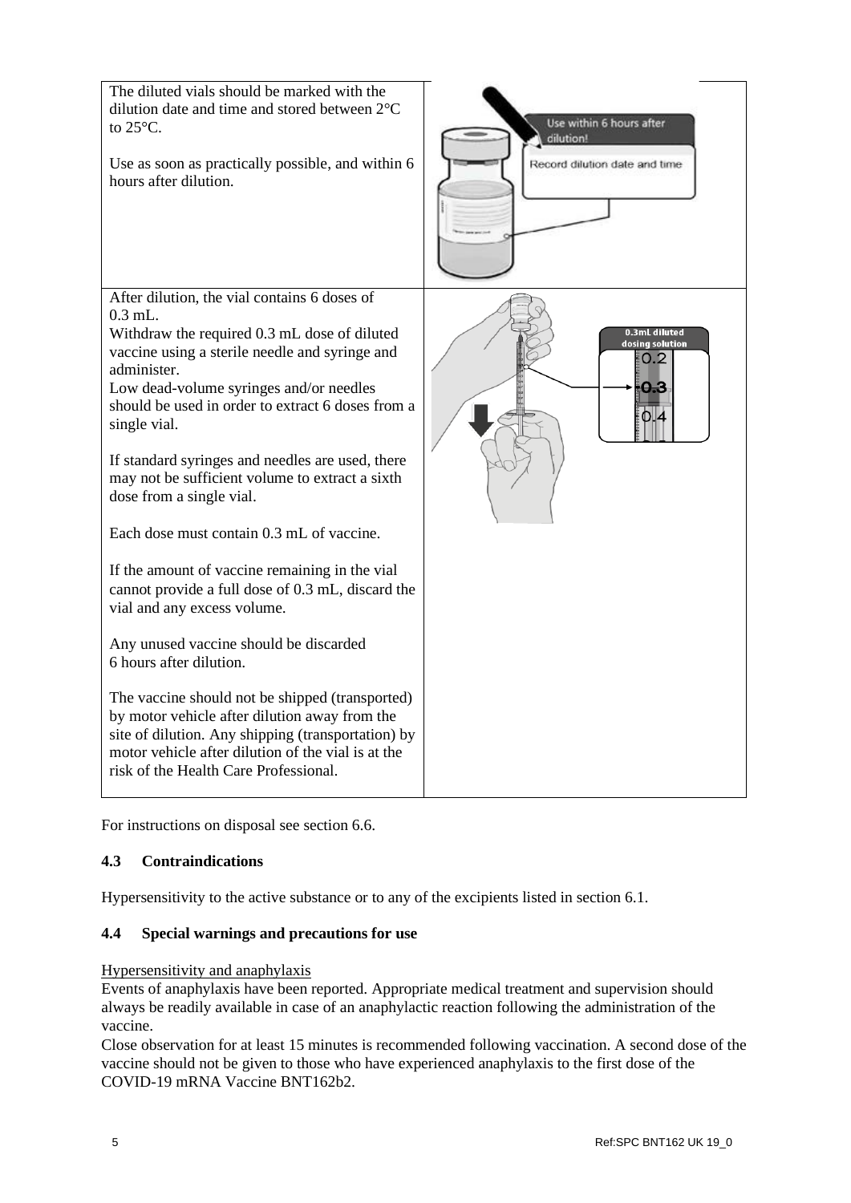| | |
|---|---|
| The diluted vials should be marked with the dilution date and time and stored between 2°C to 25°C.<br><br>Use as soon as practically possible, and within 6 hours after dilution. | |
| After dilution, the vial contains 6 doses of 0.3 mL.<br>Withdraw the required 0.3 mL dose of diluted vaccine using a sterile needle and syringe and administer.<br>Low dead-volume syringes and/or needles should be used in order to extract 6 doses from a single vial.<br><br>If standard syringes and needles are used, there may not be sufficient volume to extract a sixth dose from a single vial.<br><br>Each dose must contain 0.3 mL of vaccine.<br><br>If the amount of vaccine remaining in the vial cannot provide a full dose of 0.3 mL, discard the vial and any excess volume.<br><br>Any unused vaccine should be discarded 6 hours after dilution.<br><br>The vaccine should not be shipped (transported) by motor vehicle after dilution away from the site of dilution. Any shipping (transportation) by motor vehicle after dilution of the vial is at the risk of the Health Care Professional. | |

For instructions on disposal see section 6.6.

### 4.3 Contraindications

Hypersensitivity to the active substance or to any of the excipients listed in section 6.1.

### 4.4 Special warnings and precautions for use

Hypersensitivity and anaphylaxis

Events of anaphylaxis have been reported. Appropriate medical treatment and supervision should always be readily available in case of an anaphylactic reaction following the administration of the vaccine.

Close observation for at least 15 minutes is recommended following vaccination. A second dose of the vaccine should not be given to those who have experienced anaphylaxis to the first dose of the COVID-19 mRNA Vaccine BNT162b2.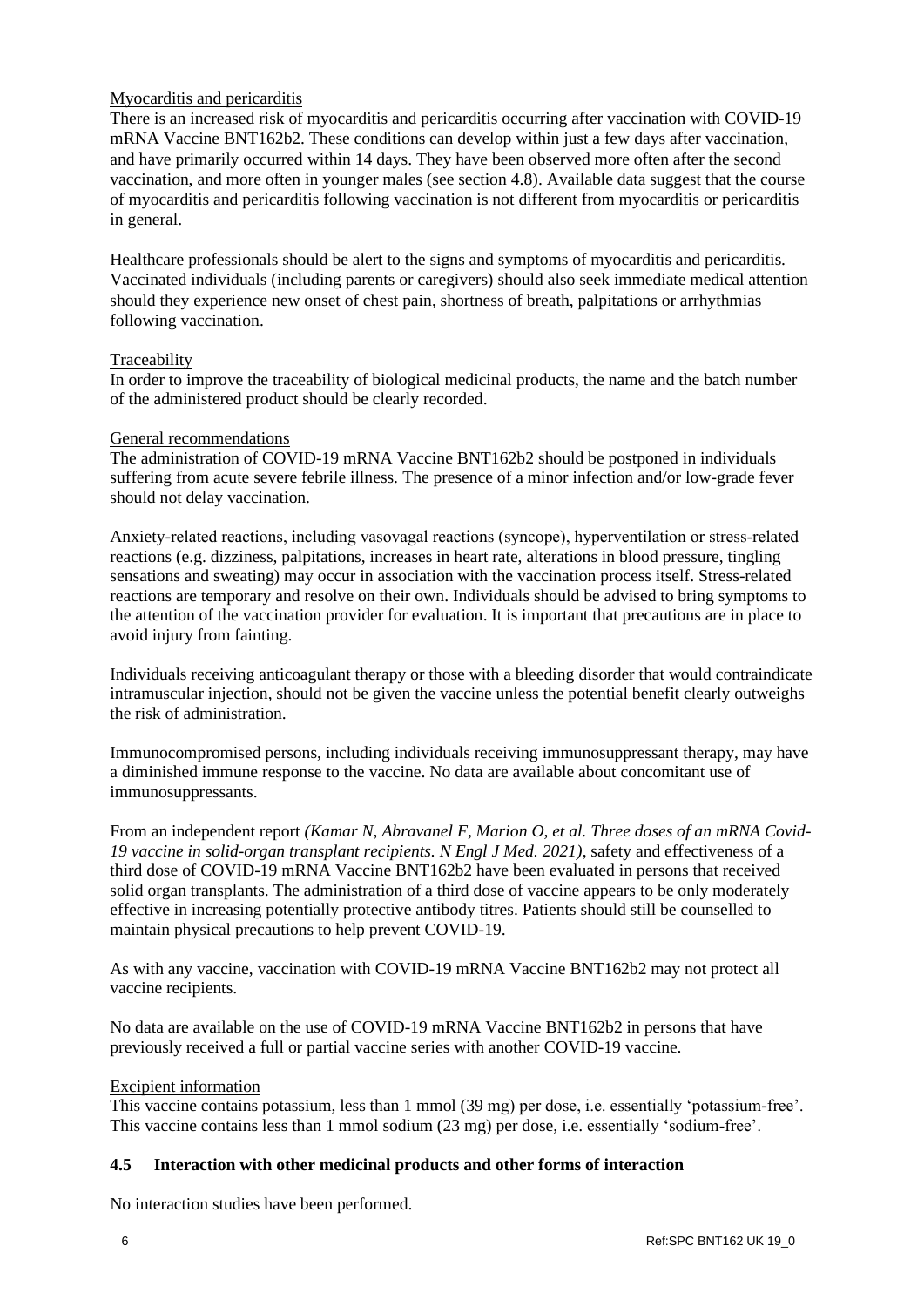Myocarditis and pericarditis

There is an increased risk of myocarditis and pericarditis occurring after vaccination with COVID-19 mRNA Vaccine BNT162b2. These conditions can develop within just a few days after vaccination, and have primarily occurred within 14 days. They have been observed more often after the second vaccination, and more often in younger males (see section 4.8). Available data suggest that the course of myocarditis and pericarditis following vaccination is not different from myocarditis or pericarditis in general.

Healthcare professionals should be alert to the signs and symptoms of myocarditis and pericarditis. Vaccinated individuals (including parents or caregivers) should also seek immediate medical attention should they experience new onset of chest pain, shortness of breath, palpitations or arrhythmias following vaccination.

Traceability

In order to improve the traceability of biological medicinal products, the name and the batch number of the administered product should be clearly recorded.

General recommendations

The administration of COVID-19 mRNA Vaccine BNT162b2 should be postponed in individuals suffering from acute severe febrile illness. The presence of a minor infection and/or low-grade fever should not delay vaccination.

Anxiety-related reactions, including vasovagal reactions (syncope), hyperventilation or stress-related reactions (e.g. dizziness, palpitations, increases in heart rate, alterations in blood pressure, tingling sensations and sweating) may occur in association with the vaccination process itself. Stress-related reactions are temporary and resolve on their own. Individuals should be advised to bring symptoms to the attention of the vaccination provider for evaluation. It is important that precautions are in place to avoid injury from fainting.

Individuals receiving anticoagulant therapy or those with a bleeding disorder that would contraindicate intramuscular injection, should not be given the vaccine unless the potential benefit clearly outweighs the risk of administration.

Immunocompromised persons, including individuals receiving immunosuppressant therapy, may have a diminished immune response to the vaccine. No data are available about concomitant use of immunosuppressants.

From an independent report *(Kamar N, Abravanel F, Marion O, et al. Three doses of an mRNA Covid-19 vaccine in solid-organ transplant recipients. N Engl J Med. 2021)*, safety and effectiveness of a third dose of COVID-19 mRNA Vaccine BNT162b2 have been evaluated in persons that received solid organ transplants. The administration of a third dose of vaccine appears to be only moderately effective in increasing potentially protective antibody titres. Patients should still be counselled to maintain physical precautions to help prevent COVID-19.

As with any vaccine, vaccination with COVID-19 mRNA Vaccine BNT162b2 may not protect all vaccine recipients.

No data are available on the use of COVID-19 mRNA Vaccine BNT162b2 in persons that have previously received a full or partial vaccine series with another COVID-19 vaccine.

Excipient information

This vaccine contains potassium, less than 1 mmol (39 mg) per dose, i.e. essentially 'potassium-free'. This vaccine contains less than 1 mmol sodium (23 mg) per dose, i.e. essentially 'sodium-free'.

## 4.5 Interaction with other medicinal products and other forms of interaction

No interaction studies have been performed.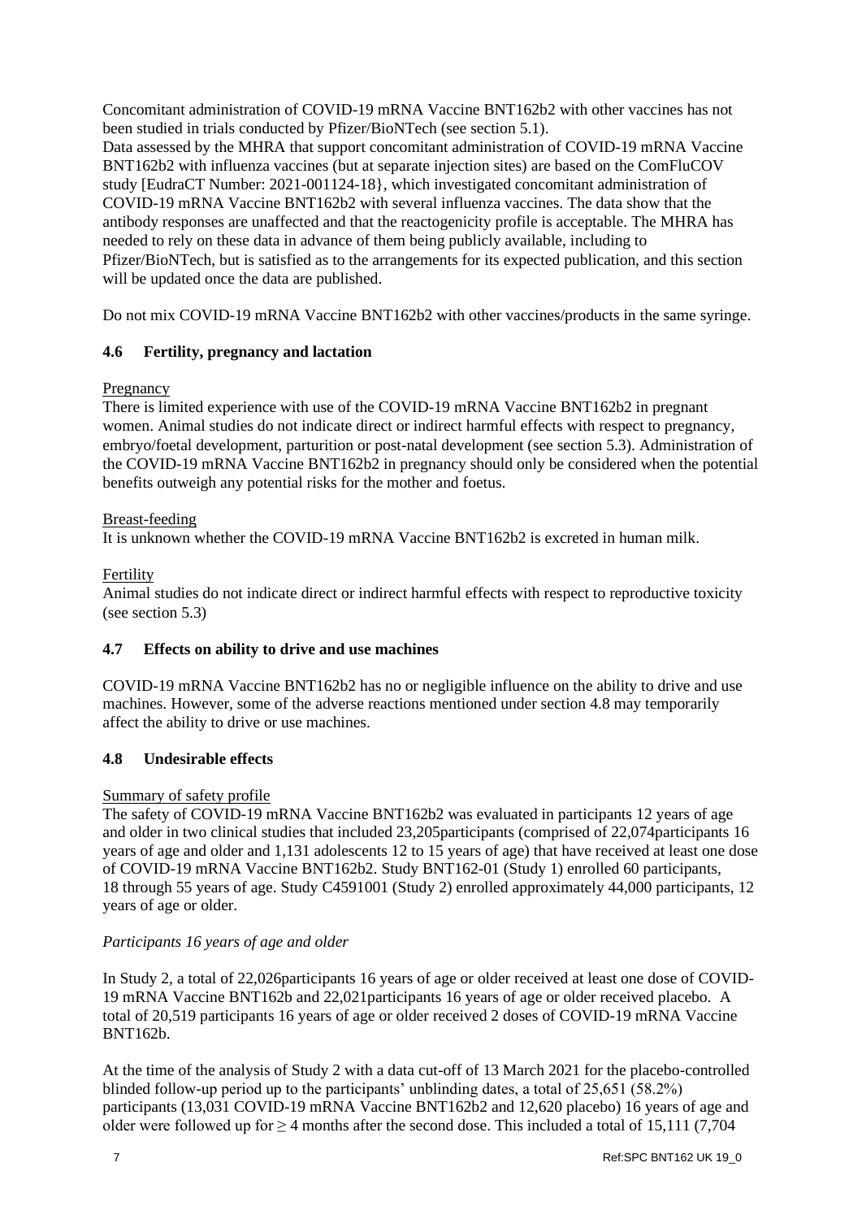Concomitant administration of COVID-19 mRNA Vaccine BNT162b2 with other vaccines has not been studied in trials conducted by Pfizer/BioNTech (see section 5.1).
Data assessed by the MHRA that support concomitant administration of COVID-19 mRNA Vaccine BNT162b2 with influenza vaccines (but at separate injection sites) are based on the ComFluCOV study [EudraCT Number: 2021-001124-18}, which investigated concomitant administration of COVID-19 mRNA Vaccine BNT162b2 with several influenza vaccines. The data show that the antibody responses are unaffected and that the reactogenicity profile is acceptable. The MHRA has needed to rely on these data in advance of them being publicly available, including to Pfizer/BioNTech, but is satisfied as to the arrangements for its expected publication, and this section will be updated once the data are published.

Do not mix COVID-19 mRNA Vaccine BNT162b2 with other vaccines/products in the same syringe.

### 4.6 Fertility, pregnancy and lactation

Pregnancy
There is limited experience with use of the COVID-19 mRNA Vaccine BNT162b2 in pregnant women. Animal studies do not indicate direct or indirect harmful effects with respect to pregnancy, embryo/foetal development, parturition or post-natal development (see section 5.3). Administration of the COVID-19 mRNA Vaccine BNT162b2 in pregnancy should only be considered when the potential benefits outweigh any potential risks for the mother and foetus.

Breast-feeding
It is unknown whether the COVID-19 mRNA Vaccine BNT162b2 is excreted in human milk.

Fertility
Animal studies do not indicate direct or indirect harmful effects with respect to reproductive toxicity (see section 5.3)

### 4.7 Effects on ability to drive and use machines

COVID-19 mRNA Vaccine BNT162b2 has no or negligible influence on the ability to drive and use machines. However, some of the adverse reactions mentioned under section 4.8 may temporarily affect the ability to drive or use machines.

### 4.8 Undesirable effects

Summary of safety profile
The safety of COVID-19 mRNA Vaccine BNT162b2 was evaluated in participants 12 years of age and older in two clinical studies that included 23,205participants (comprised of 22,074participants 16 years of age and older and 1,131 adolescents 12 to 15 years of age) that have received at least one dose of COVID-19 mRNA Vaccine BNT162b2. Study BNT162-01 (Study 1) enrolled 60 participants, 18 through 55 years of age. Study C4591001 (Study 2) enrolled approximately 44,000 participants, 12 years of age or older.

*Participants 16 years of age and older*

In Study 2, a total of 22,026participants 16 years of age or older received at least one dose of COVID-19 mRNA Vaccine BNT162b and 22,021participants 16 years of age or older received placebo. A total of 20,519 participants 16 years of age or older received 2 doses of COVID-19 mRNA Vaccine BNT162b.

At the time of the analysis of Study 2 with a data cut-off of 13 March 2021 for the placebo-controlled blinded follow-up period up to the participants' unblinding dates, a total of 25,651 (58.2%) participants (13,031 COVID-19 mRNA Vaccine BNT162b2 and 12,620 placebo) 16 years of age and older were followed up for ≥ 4 months after the second dose. This included a total of 15,111 (7,704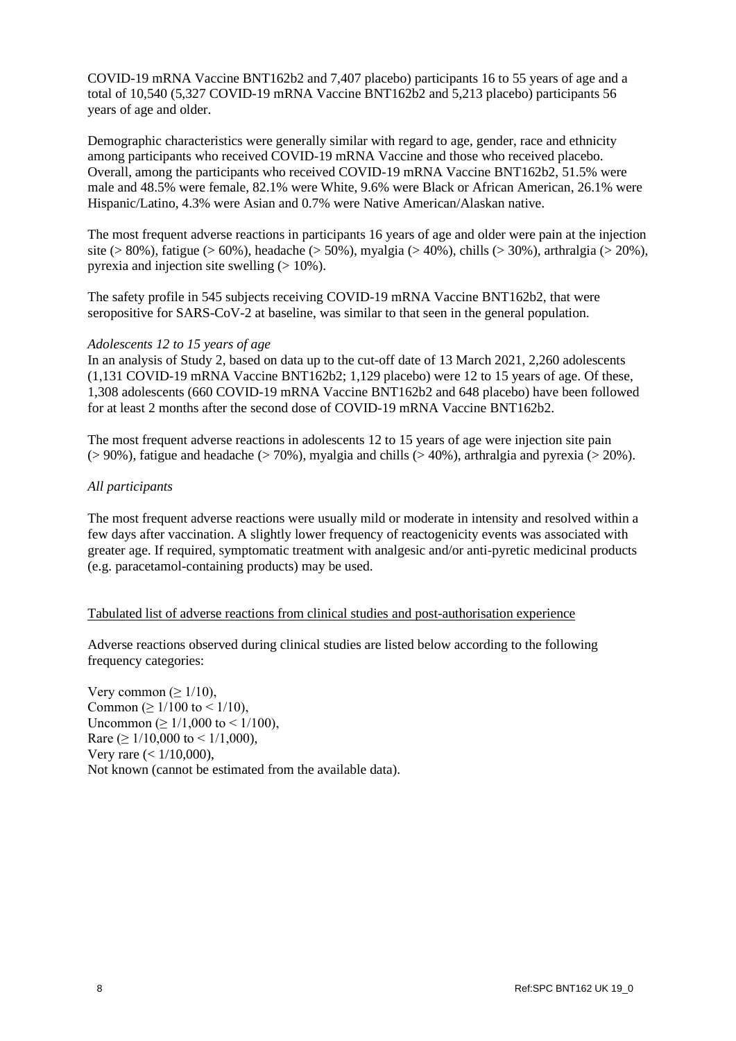COVID-19 mRNA Vaccine BNT162b2 and 7,407 placebo) participants 16 to 55 years of age and a total of 10,540 (5,327 COVID-19 mRNA Vaccine BNT162b2 and 5,213 placebo) participants 56 years of age and older.

Demographic characteristics were generally similar with regard to age, gender, race and ethnicity among participants who received COVID-19 mRNA Vaccine and those who received placebo. Overall, among the participants who received COVID-19 mRNA Vaccine BNT162b2, 51.5% were male and 48.5% were female, 82.1% were White, 9.6% were Black or African American, 26.1% were Hispanic/Latino, 4.3% were Asian and 0.7% were Native American/Alaskan native.

The most frequent adverse reactions in participants 16 years of age and older were pain at the injection site (> 80%), fatigue (> 60%), headache (> 50%), myalgia (> 40%), chills (> 30%), arthralgia (> 20%), pyrexia and injection site swelling (> 10%).

The safety profile in 545 subjects receiving COVID-19 mRNA Vaccine BNT162b2, that were seropositive for SARS-CoV-2 at baseline, was similar to that seen in the general population.

*Adolescents 12 to 15 years of age*

In an analysis of Study 2, based on data up to the cut-off date of 13 March 2021, 2,260 adolescents (1,131 COVID-19 mRNA Vaccine BNT162b2; 1,129 placebo) were 12 to 15 years of age. Of these, 1,308 adolescents (660 COVID-19 mRNA Vaccine BNT162b2 and 648 placebo) have been followed for at least 2 months after the second dose of COVID-19 mRNA Vaccine BNT162b2.

The most frequent adverse reactions in adolescents 12 to 15 years of age were injection site pain (> 90%), fatigue and headache (> 70%), myalgia and chills (> 40%), arthralgia and pyrexia (> 20%).

*All participants*

The most frequent adverse reactions were usually mild or moderate in intensity and resolved within a few days after vaccination. A slightly lower frequency of reactogenicity events was associated with greater age. If required, symptomatic treatment with analgesic and/or anti-pyretic medicinal products (e.g. paracetamol-containing products) may be used.

Tabulated list of adverse reactions from clinical studies and post-authorisation experience

Adverse reactions observed during clinical studies are listed below according to the following frequency categories:

Very common (≥ 1/10),
Common (≥ 1/100 to < 1/10),
Uncommon (≥ 1/1,000 to < 1/100),
Rare (≥ 1/10,000 to < 1/1,000),
Very rare (< 1/10,000),
Not known (cannot be estimated from the available data).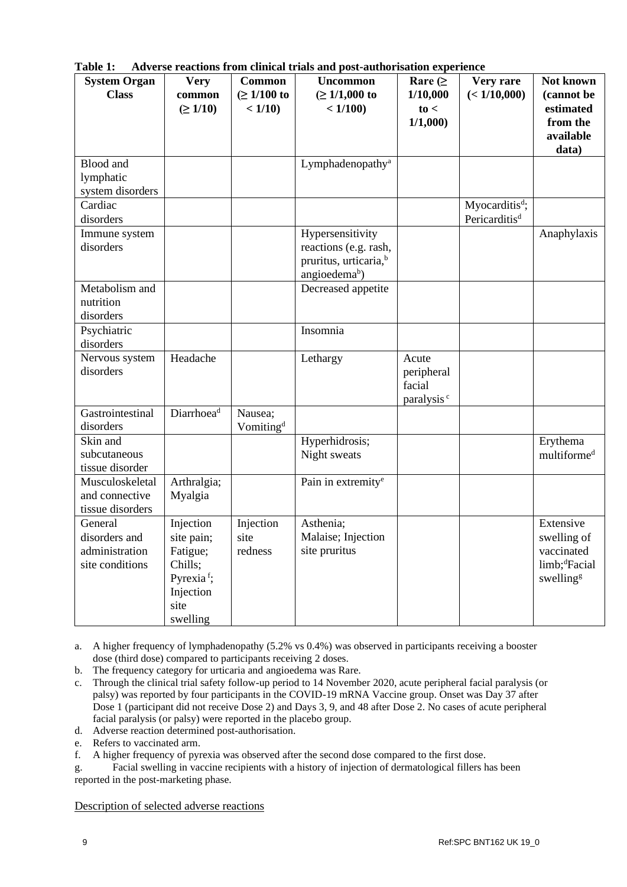**Table 1: Adverse reactions from clinical trials and post-authorisation experience**

| System Organ Class | Very common (≥ 1/10) | Common (≥ 1/100 to < 1/10) | Uncommon (≥ 1/1,000 to < 1/100) | Rare (≥ 1/10,000 to < 1/1,000) | Very rare (< 1/10,000) | Not known (cannot be estimated from the available data) |
|---|---|---|---|---|---|---|
| Blood and lymphatic system disorders | | | Lymphadenopathy[a] | | | |
| Cardiac disorders | | | | | Myocarditis[d]; Pericarditis[d] | |
| Immune system disorders | | | Hypersensitivity reactions (e.g. rash, pruritus, urticaria,[b] angioedema[b]) | | | Anaphylaxis |
| Metabolism and nutrition disorders | | | Decreased appetite | | | |
| Psychiatric disorders | | | Insomnia | | | |
| Nervous system disorders | Headache | | Lethargy | Acute peripheral facial paralysis[c] | | |
| Gastrointestinal disorders | Diarrhoea[d] | Nausea; Vomiting[d] | | | | |
| Skin and subcutaneous tissue disorder | | | Hyperhidrosis; Night sweats | | | Erythema multiforme[d] |
| Musculoskeletal and connective tissue disorders | Arthralgia; Myalgia | | Pain in extremity[e] | | | |
| General disorders and administration site conditions | Injection site pain; Fatigue; Chills; Pyrexia[f]; Injection site swelling | Injection site redness | Asthenia; Malaise; Injection site pruritus | | | Extensive swelling of vaccinated limb;[d] Facial swelling[g] |

a. A higher frequency of lymphadenopathy (5.2% vs 0.4%) was observed in participants receiving a booster dose (third dose) compared to participants receiving 2 doses.

b. The frequency category for urticaria and angioedema was Rare.

c. Through the clinical trial safety follow-up period to 14 November 2020, acute peripheral facial paralysis (or palsy) was reported by four participants in the COVID-19 mRNA Vaccine group. Onset was Day 37 after Dose 1 (participant did not receive Dose 2) and Days 3, 9, and 48 after Dose 2. No cases of acute peripheral facial paralysis (or palsy) were reported in the placebo group.

d. Adverse reaction determined post-authorisation.

e. Refers to vaccinated arm.

f. A higher frequency of pyrexia was observed after the second dose compared to the first dose.

g. Facial swelling in vaccine recipients with a history of injection of dermatological fillers has been reported in the post-marketing phase.

Description of selected adverse reactions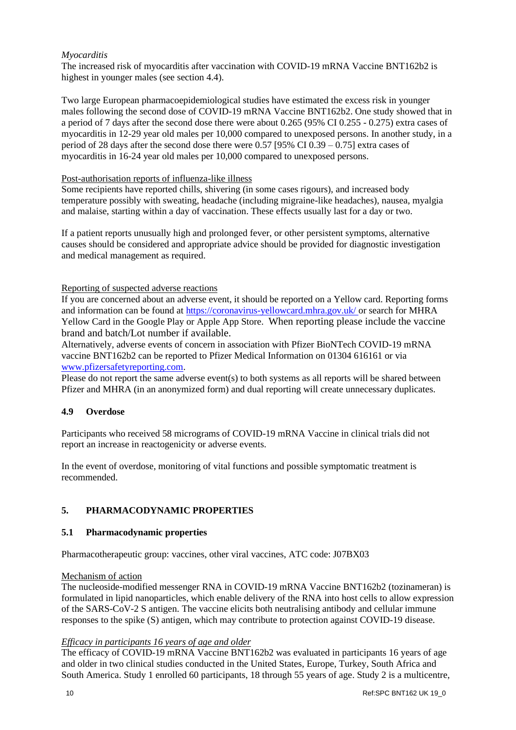*Myocarditis*

The increased risk of myocarditis after vaccination with COVID-19 mRNA Vaccine BNT162b2 is highest in younger males (see section 4.4).

Two large European pharmacoepidemiological studies have estimated the excess risk in younger males following the second dose of COVID-19 mRNA Vaccine BNT162b2. One study showed that in a period of 7 days after the second dose there were about 0.265 (95% CI 0.255 - 0.275) extra cases of myocarditis in 12-29 year old males per 10,000 compared to unexposed persons. In another study, in a period of 28 days after the second dose there were 0.57 [95% CI 0.39 – 0.75] extra cases of myocarditis in 16-24 year old males per 10,000 compared to unexposed persons.

Post-authorisation reports of influenza-like illness

Some recipients have reported chills, shivering (in some cases rigours), and increased body temperature possibly with sweating, headache (including migraine-like headaches), nausea, myalgia and malaise, starting within a day of vaccination. These effects usually last for a day or two.

If a patient reports unusually high and prolonged fever, or other persistent symptoms, alternative causes should be considered and appropriate advice should be provided for diagnostic investigation and medical management as required.

Reporting of suspected adverse reactions

If you are concerned about an adverse event, it should be reported on a Yellow card. Reporting forms and information can be found at https://coronavirus-yellowcard.mhra.gov.uk/ or search for MHRA Yellow Card in the Google Play or Apple App Store. When reporting please include the vaccine brand and batch/Lot number if available.

Alternatively, adverse events of concern in association with Pfizer BioNTech COVID-19 mRNA vaccine BNT162b2 can be reported to Pfizer Medical Information on 01304 616161 or via www.pfizersafetyreporting.com.

Please do not report the same adverse event(s) to both systems as all reports will be shared between Pfizer and MHRA (in an anonymized form) and dual reporting will create unnecessary duplicates.

### 4.9 Overdose

Participants who received 58 micrograms of COVID-19 mRNA Vaccine in clinical trials did not report an increase in reactogenicity or adverse events.

In the event of overdose, monitoring of vital functions and possible symptomatic treatment is recommended.

## 5. PHARMACODYNAMIC PROPERTIES

### 5.1 Pharmacodynamic properties

Pharmacotherapeutic group: vaccines, other viral vaccines, ATC code: J07BX03

Mechanism of action

The nucleoside-modified messenger RNA in COVID-19 mRNA Vaccine BNT162b2 (tozinameran) is formulated in lipid nanoparticles, which enable delivery of the RNA into host cells to allow expression of the SARS-CoV-2 S antigen. The vaccine elicits both neutralising antibody and cellular immune responses to the spike (S) antigen, which may contribute to protection against COVID-19 disease.

*Efficacy in participants 16 years of age and older*

The efficacy of COVID-19 mRNA Vaccine BNT162b2 was evaluated in participants 16 years of age and older in two clinical studies conducted in the United States, Europe, Turkey, South Africa and South America. Study 1 enrolled 60 participants, 18 through 55 years of age. Study 2 is a multicentre,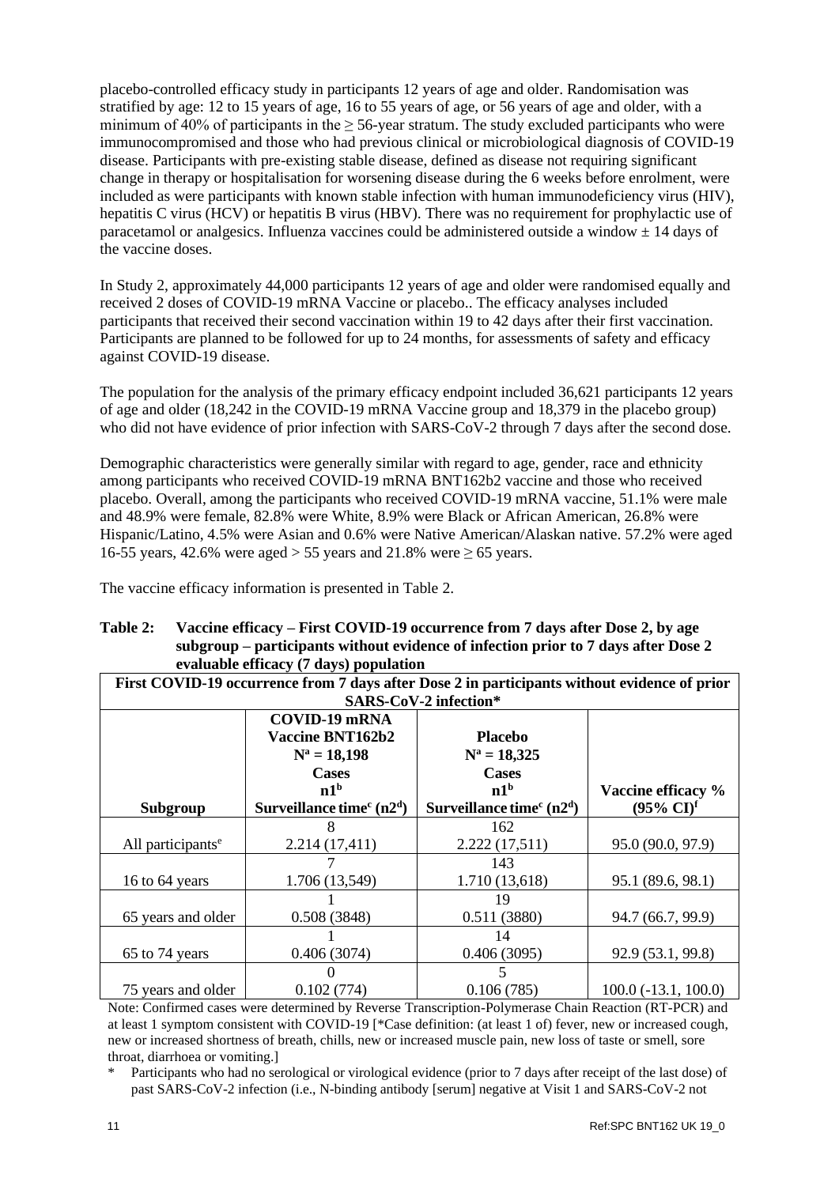placebo-controlled efficacy study in participants 12 years of age and older. Randomisation was stratified by age: 12 to 15 years of age, 16 to 55 years of age, or 56 years of age and older, with a minimum of 40% of participants in the ≥ 56-year stratum. The study excluded participants who were immunocompromised and those who had previous clinical or microbiological diagnosis of COVID-19 disease. Participants with pre-existing stable disease, defined as disease not requiring significant change in therapy or hospitalisation for worsening disease during the 6 weeks before enrolment, were included as were participants with known stable infection with human immunodeficiency virus (HIV), hepatitis C virus (HCV) or hepatitis B virus (HBV). There was no requirement for prophylactic use of paracetamol or analgesics. Influenza vaccines could be administered outside a window ± 14 days of the vaccine doses.

In Study 2, approximately 44,000 participants 12 years of age and older were randomised equally and received 2 doses of COVID-19 mRNA Vaccine or placebo.. The efficacy analyses included participants that received their second vaccination within 19 to 42 days after their first vaccination. Participants are planned to be followed for up to 24 months, for assessments of safety and efficacy against COVID-19 disease.

The population for the analysis of the primary efficacy endpoint included 36,621 participants 12 years of age and older (18,242 in the COVID-19 mRNA Vaccine group and 18,379 in the placebo group) who did not have evidence of prior infection with SARS-CoV-2 through 7 days after the second dose.

Demographic characteristics were generally similar with regard to age, gender, race and ethnicity among participants who received COVID-19 mRNA BNT162b2 vaccine and those who received placebo. Overall, among the participants who received COVID-19 mRNA vaccine, 51.1% were male and 48.9% were female, 82.8% were White, 8.9% were Black or African American, 26.8% were Hispanic/Latino, 4.5% were Asian and 0.6% were Native American/Alaskan native. 57.2% were aged 16-55 years, 42.6% were aged > 55 years and 21.8% were ≥ 65 years.

The vaccine efficacy information is presented in Table 2.

**Table 2: Vaccine efficacy – First COVID-19 occurrence from 7 days after Dose 2, by age subgroup – participants without evidence of infection prior to 7 days after Dose 2 evaluable efficacy (7 days) population**

| First COVID-19 occurrence from 7 days after Dose 2 in participants without evidence of prior SARS-CoV-2 infection* | | | |
|---|---|---|---|
| **Subgroup** | **COVID-19 mRNA Vaccine BNT162b2 N[a] = 18,198 Cases n1[b] Surveillance time[c] (n2[d])** | **Placebo N[a] = 18,325 Cases n1[b] Surveillance time[c] (n2[d])** | **Vaccine efficacy % (95% CI)[f]** |
| All participants[e] | 8<br>2.214 (17,411) | 162<br>2.222 (17,511) | 95.0 (90.0, 97.9) |
| 16 to 64 years | 7<br>1.706 (13,549) | 143<br>1.710 (13,618) | 95.1 (89.6, 98.1) |
| 65 years and older | 1<br>0.508 (3848) | 19<br>0.511 (3880) | 94.7 (66.7, 99.9) |
| 65 to 74 years | 1<br>0.406 (3074) | 14<br>0.406 (3095) | 92.9 (53.1, 99.8) |
| 75 years and older | 0<br>0.102 (774) | 5<br>0.106 (785) | 100.0 (-13.1, 100.0) |

Note: Confirmed cases were determined by Reverse Transcription-Polymerase Chain Reaction (RT-PCR) and at least 1 symptom consistent with COVID-19 [*Case definition: (at least 1 of) fever, new or increased cough, new or increased shortness of breath, chills, new or increased muscle pain, new loss of taste or smell, sore throat, diarrhoea or vomiting.]

\* Participants who had no serological or virological evidence (prior to 7 days after receipt of the last dose) of past SARS-CoV-2 infection (i.e., N-binding antibody [serum] negative at Visit 1 and SARS-CoV-2 not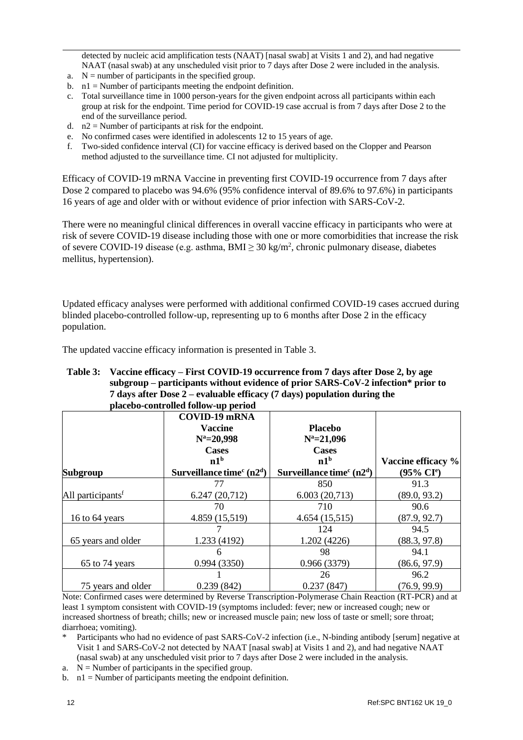detected by nucleic acid amplification tests (NAAT) [nasal swab] at Visits 1 and 2), and had negative NAAT (nasal swab) at any unscheduled visit prior to 7 days after Dose 2 were included in the analysis.

a. N = number of participants in the specified group.
b. n1 = Number of participants meeting the endpoint definition.
c. Total surveillance time in 1000 person-years for the given endpoint across all participants within each group at risk for the endpoint. Time period for COVID-19 case accrual is from 7 days after Dose 2 to the end of the surveillance period.
d. n2 = Number of participants at risk for the endpoint.
e. No confirmed cases were identified in adolescents 12 to 15 years of age.
f. Two-sided confidence interval (CI) for vaccine efficacy is derived based on the Clopper and Pearson method adjusted to the surveillance time. CI not adjusted for multiplicity.

Efficacy of COVID-19 mRNA Vaccine in preventing first COVID-19 occurrence from 7 days after Dose 2 compared to placebo was 94.6% (95% confidence interval of 89.6% to 97.6%) in participants 16 years of age and older with or without evidence of prior infection with SARS-CoV-2.

There were no meaningful clinical differences in overall vaccine efficacy in participants who were at risk of severe COVID-19 disease including those with one or more comorbidities that increase the risk of severe COVID-19 disease (e.g. asthma, BMI ≥ 30 kg/m$^2$, chronic pulmonary disease, diabetes mellitus, hypertension).

Updated efficacy analyses were performed with additional confirmed COVID-19 cases accrued during blinded placebo-controlled follow-up, representing up to 6 months after Dose 2 in the efficacy population.

The updated vaccine efficacy information is presented in Table 3.

**Table 3: Vaccine efficacy – First COVID-19 occurrence from 7 days after Dose 2, by age subgroup – participants without evidence of prior SARS-CoV-2 infection* prior to 7 days after Dose 2 – evaluable efficacy (7 days) population during the placebo-controlled follow-up period**

| Subgroup | COVID-19 mRNA Vaccine N[a]=20,998 Cases n1[b] Surveillance time[c] (n2[d]) | Placebo N[a]=21,096 Cases n1[b] Surveillance time[c] (n2[d]) | Vaccine efficacy % (95% CI[e]) |
|---|---|---|---|
| All participants[f] | 77<br>6.247 (20,712) | 850<br>6.003 (20,713) | 91.3<br>(89.0, 93.2) |
| 16 to 64 years | 70<br>4.859 (15,519) | 710<br>4.654 (15,515) | 90.6<br>(87.9, 92.7) |
| 65 years and older | 7<br>1.233 (4192) | 124<br>1.202 (4226) | 94.5<br>(88.3, 97.8) |
| 65 to 74 years | 6<br>0.994 (3350) | 98<br>0.966 (3379) | 94.1<br>(86.6, 97.9) |
| 75 years and older | 1<br>0.239 (842) | 26<br>0.237 (847) | 96.2<br>(76.9, 99.9) |

Note: Confirmed cases were determined by Reverse Transcription-Polymerase Chain Reaction (RT-PCR) and at least 1 symptom consistent with COVID-19 (symptoms included: fever; new or increased cough; new or increased shortness of breath; chills; new or increased muscle pain; new loss of taste or smell; sore throat; diarrhoea; vomiting).

\* Participants who had no evidence of past SARS-CoV-2 infection (i.e., N-binding antibody [serum] negative at Visit 1 and SARS-CoV-2 not detected by NAAT [nasal swab] at Visits 1 and 2), and had negative NAAT (nasal swab) at any unscheduled visit prior to 7 days after Dose 2 were included in the analysis.

a. N = Number of participants in the specified group.
b. n1 = Number of participants meeting the endpoint definition.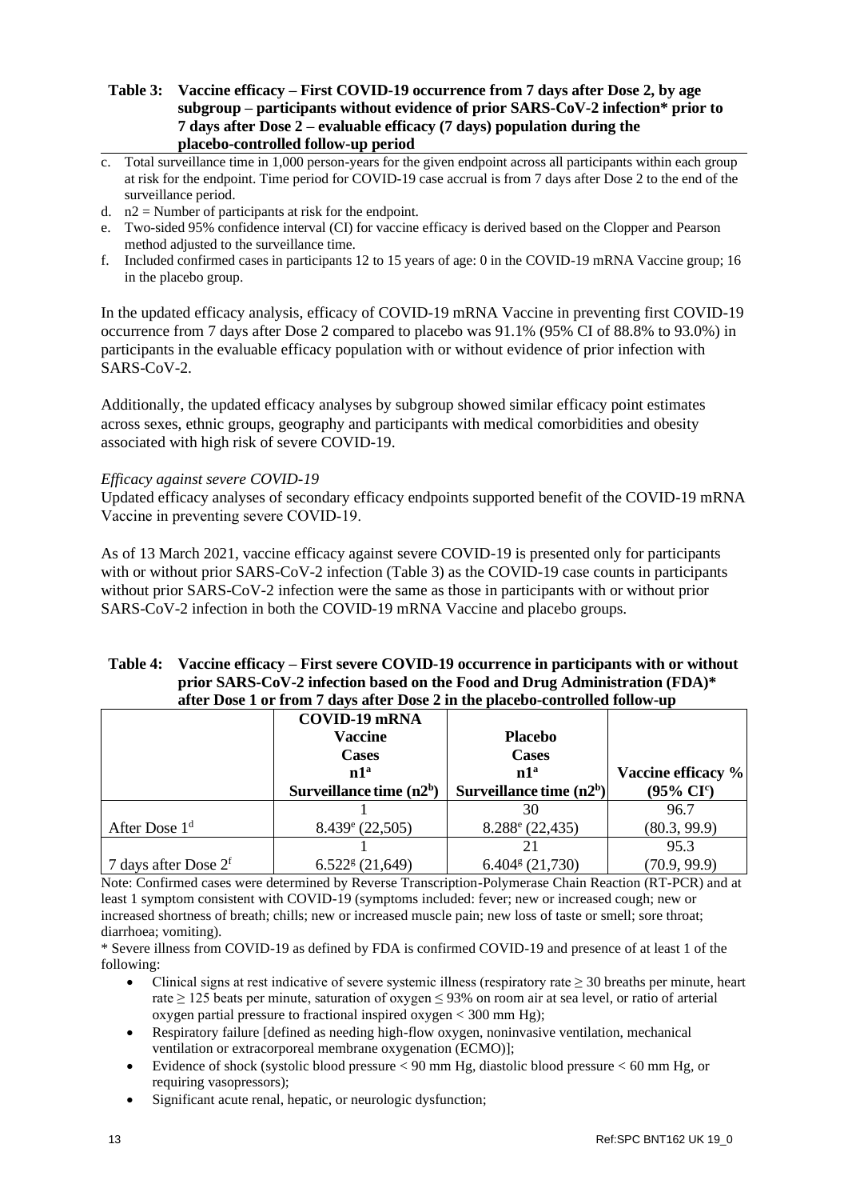**Table 3: Vaccine efficacy – First COVID-19 occurrence from 7 days after Dose 2, by age subgroup – participants without evidence of prior SARS-CoV-2 infection* prior to 7 days after Dose 2 – evaluable efficacy (7 days) population during the placebo-controlled follow-up period**

c. Total surveillance time in 1,000 person-years for the given endpoint across all participants within each group at risk for the endpoint. Time period for COVID-19 case accrual is from 7 days after Dose 2 to the end of the surveillance period.
d. n2 = Number of participants at risk for the endpoint.
e. Two-sided 95% confidence interval (CI) for vaccine efficacy is derived based on the Clopper and Pearson method adjusted to the surveillance time.
f. Included confirmed cases in participants 12 to 15 years of age: 0 in the COVID-19 mRNA Vaccine group; 16 in the placebo group.

In the updated efficacy analysis, efficacy of COVID-19 mRNA Vaccine in preventing first COVID-19 occurrence from 7 days after Dose 2 compared to placebo was 91.1% (95% CI of 88.8% to 93.0%) in participants in the evaluable efficacy population with or without evidence of prior infection with SARS-CoV-2.

Additionally, the updated efficacy analyses by subgroup showed similar efficacy point estimates across sexes, ethnic groups, geography and participants with medical comorbidities and obesity associated with high risk of severe COVID-19.

*Efficacy against severe COVID-19*

Updated efficacy analyses of secondary efficacy endpoints supported benefit of the COVID-19 mRNA Vaccine in preventing severe COVID-19.

As of 13 March 2021, vaccine efficacy against severe COVID-19 is presented only for participants with or without prior SARS-CoV-2 infection (Table 3) as the COVID-19 case counts in participants without prior SARS-CoV-2 infection were the same as those in participants with or without prior SARS-CoV-2 infection in both the COVID-19 mRNA Vaccine and placebo groups.

**Table 4: Vaccine efficacy – First severe COVID-19 occurrence in participants with or without prior SARS-CoV-2 infection based on the Food and Drug Administration (FDA)* after Dose 1 or from 7 days after Dose 2 in the placebo-controlled follow-up**

| | COVID-19 mRNA Vaccine<br>Cases<br>n1[a]<br>Surveillance time (n2[b]) | Placebo<br>Cases<br>n1[a]<br>Surveillance time (n2[b]) | Vaccine efficacy %<br>(95% CI[c]) |
|---|---|---|---|
| After Dose 1[d] | 1<br>8.439[e] (22,505) | 30<br>8.288[e] (22,435) | 96.7<br>(80.3, 99.9) |
| 7 days after Dose 2[f] | 1<br>6.522[g] (21,649) | 21<br>6.404[g] (21,730) | 95.3<br>(70.9, 99.9) |

Note: Confirmed cases were determined by Reverse Transcription-Polymerase Chain Reaction (RT-PCR) and at least 1 symptom consistent with COVID-19 (symptoms included: fever; new or increased cough; new or increased shortness of breath; chills; new or increased muscle pain; new loss of taste or smell; sore throat; diarrhoea; vomiting).

\* Severe illness from COVID-19 as defined by FDA is confirmed COVID-19 and presence of at least 1 of the following:

- Clinical signs at rest indicative of severe systemic illness (respiratory rate ≥ 30 breaths per minute, heart rate ≥ 125 beats per minute, saturation of oxygen ≤ 93% on room air at sea level, or ratio of arterial oxygen partial pressure to fractional inspired oxygen < 300 mm Hg);
- Respiratory failure [defined as needing high-flow oxygen, noninvasive ventilation, mechanical ventilation or extracorporeal membrane oxygenation (ECMO)];
- Evidence of shock (systolic blood pressure < 90 mm Hg, diastolic blood pressure < 60 mm Hg, or requiring vasopressors);
- Significant acute renal, hepatic, or neurologic dysfunction;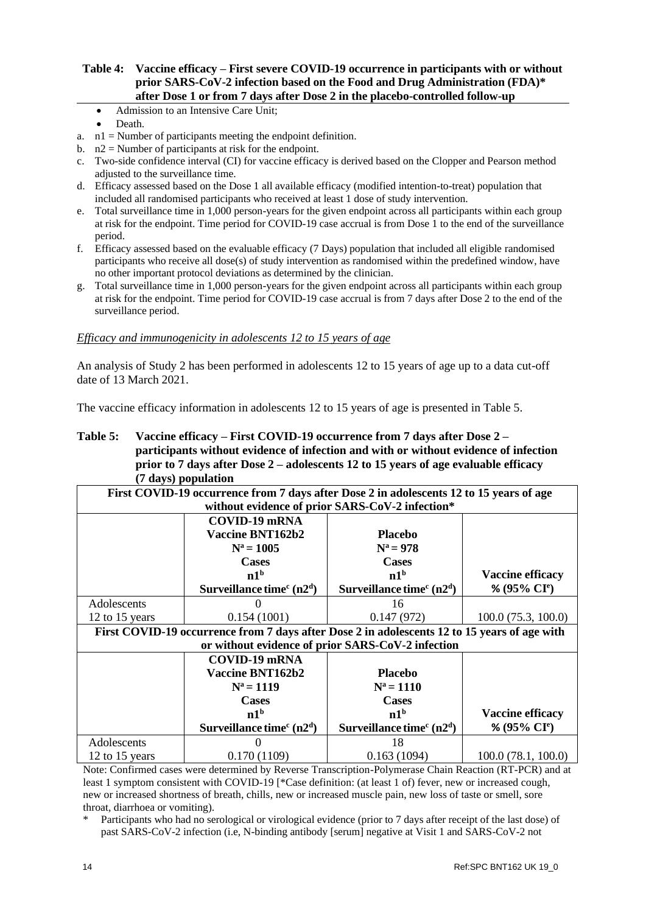**Table 4: Vaccine efficacy – First severe COVID-19 occurrence in participants with or without prior SARS-CoV-2 infection based on the Food and Drug Administration (FDA)* after Dose 1 or from 7 days after Dose 2 in the placebo-controlled follow-up**

- Admission to an Intensive Care Unit;
- Death.

a. n1 = Number of participants meeting the endpoint definition.
b. n2 = Number of participants at risk for the endpoint.
c. Two-side confidence interval (CI) for vaccine efficacy is derived based on the Clopper and Pearson method adjusted to the surveillance time.
d. Efficacy assessed based on the Dose 1 all available efficacy (modified intention-to-treat) population that included all randomised participants who received at least 1 dose of study intervention.
e. Total surveillance time in 1,000 person-years for the given endpoint across all participants within each group at risk for the endpoint. Time period for COVID-19 case accrual is from Dose 1 to the end of the surveillance period.
f. Efficacy assessed based on the evaluable efficacy (7 Days) population that included all eligible randomised participants who receive all dose(s) of study intervention as randomised within the predefined window, have no other important protocol deviations as determined by the clinician.
g. Total surveillance time in 1,000 person-years for the given endpoint across all participants within each group at risk for the endpoint. Time period for COVID-19 case accrual is from 7 days after Dose 2 to the end of the surveillance period.

*Efficacy and immunogenicity in adolescents 12 to 15 years of age*

An analysis of Study 2 has been performed in adolescents 12 to 15 years of age up to a data cut-off date of 13 March 2021.

The vaccine efficacy information in adolescents 12 to 15 years of age is presented in Table 5.

**Table 5: Vaccine efficacy – First COVID-19 occurrence from 7 days after Dose 2 – participants without evidence of infection and with or without evidence of infection prior to 7 days after Dose 2 – adolescents 12 to 15 years of age evaluable efficacy (7 days) population**

| First COVID-19 occurrence from 7 days after Dose 2 in adolescents 12 to 15 years of age without evidence of prior SARS-CoV-2 infection* | | | |
|---|---|---|---|
| | **COVID-19 mRNA Vaccine BNT162b2 N[a] = 1005 Cases n1[b] Surveillance time[c] (n2[d])** | **Placebo N[a] = 978 Cases n1[b] Surveillance time[c] (n2[d])** | **Vaccine efficacy % (95% CI[e])** |
| Adolescents 12 to 15 years | 0<br>0.154 (1001) | 16<br>0.147 (972) | 100.0 (75.3, 100.0) |
| **First COVID-19 occurrence from 7 days after Dose 2 in adolescents 12 to 15 years of age with or without evidence of prior SARS-CoV-2 infection** | | | |
| | **COVID-19 mRNA Vaccine BNT162b2 N[a] = 1119 Cases n1[b] Surveillance time[c] (n2[d])** | **Placebo N[a] = 1110 Cases n1[b] Surveillance time[c] (n2[d])** | **Vaccine efficacy % (95% CI[e])** |
| Adolescents 12 to 15 years | 0<br>0.170 (1109) | 18<br>0.163 (1094) | 100.0 (78.1, 100.0) |

Note: Confirmed cases were determined by Reverse Transcription-Polymerase Chain Reaction (RT-PCR) and at least 1 symptom consistent with COVID-19 [*Case definition: (at least 1 of) fever, new or increased cough, new or increased shortness of breath, chills, new or increased muscle pain, new loss of taste or smell, sore throat, diarrhoea or vomiting).

\* Participants who had no serological or virological evidence (prior to 7 days after receipt of the last dose) of past SARS-CoV-2 infection (i.e, N-binding antibody [serum] negative at Visit 1 and SARS-CoV-2 not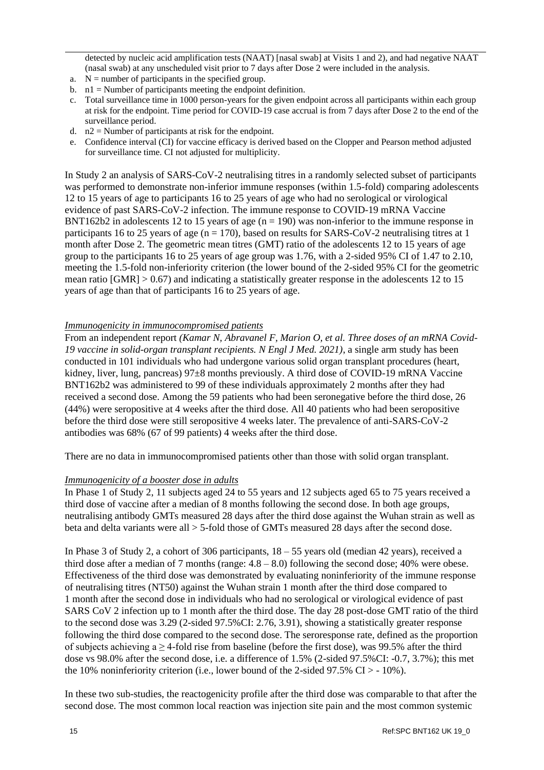detected by nucleic acid amplification tests (NAAT) [nasal swab] at Visits 1 and 2), and had negative NAAT (nasal swab) at any unscheduled visit prior to 7 days after Dose 2 were included in the analysis.

a. N = number of participants in the specified group.
b. n1 = Number of participants meeting the endpoint definition.
c. Total surveillance time in 1000 person-years for the given endpoint across all participants within each group at risk for the endpoint. Time period for COVID-19 case accrual is from 7 days after Dose 2 to the end of the surveillance period.
d. n2 = Number of participants at risk for the endpoint.
e. Confidence interval (CI) for vaccine efficacy is derived based on the Clopper and Pearson method adjusted for surveillance time. CI not adjusted for multiplicity.

In Study 2 an analysis of SARS-CoV-2 neutralising titres in a randomly selected subset of participants was performed to demonstrate non-inferior immune responses (within 1.5-fold) comparing adolescents 12 to 15 years of age to participants 16 to 25 years of age who had no serological or virological evidence of past SARS-CoV-2 infection. The immune response to COVID-19 mRNA Vaccine BNT162b2 in adolescents 12 to 15 years of age (n = 190) was non-inferior to the immune response in participants 16 to 25 years of age (n = 170), based on results for SARS-CoV-2 neutralising titres at 1 month after Dose 2. The geometric mean titres (GMT) ratio of the adolescents 12 to 15 years of age group to the participants 16 to 25 years of age group was 1.76, with a 2-sided 95% CI of 1.47 to 2.10, meeting the 1.5-fold non-inferiority criterion (the lower bound of the 2-sided 95% CI for the geometric mean ratio [GMR] > 0.67) and indicating a statistically greater response in the adolescents 12 to 15 years of age than that of participants 16 to 25 years of age.

*Immunogenicity in immunocompromised patients*

From an independent report *(Kamar N, Abravanel F, Marion O, et al. Three doses of an mRNA Covid-19 vaccine in solid-organ transplant recipients. N Engl J Med. 2021)*, a single arm study has been conducted in 101 individuals who had undergone various solid organ transplant procedures (heart, kidney, liver, lung, pancreas) 97±8 months previously. A third dose of COVID-19 mRNA Vaccine BNT162b2 was administered to 99 of these individuals approximately 2 months after they had received a second dose. Among the 59 patients who had been seronegative before the third dose, 26 (44%) were seropositive at 4 weeks after the third dose. All 40 patients who had been seropositive before the third dose were still seropositive 4 weeks later. The prevalence of anti-SARS-CoV-2 antibodies was 68% (67 of 99 patients) 4 weeks after the third dose.

There are no data in immunocompromised patients other than those with solid organ transplant.

*Immunogenicity of a booster dose in adults*

In Phase 1 of Study 2, 11 subjects aged 24 to 55 years and 12 subjects aged 65 to 75 years received a third dose of vaccine after a median of 8 months following the second dose. In both age groups, neutralising antibody GMTs measured 28 days after the third dose against the Wuhan strain as well as beta and delta variants were all > 5-fold those of GMTs measured 28 days after the second dose.

In Phase 3 of Study 2, a cohort of 306 participants, 18 – 55 years old (median 42 years), received a third dose after a median of 7 months (range: 4.8 – 8.0) following the second dose; 40% were obese. Effectiveness of the third dose was demonstrated by evaluating noninferiority of the immune response of neutralising titres (NT50) against the Wuhan strain 1 month after the third dose compared to 1 month after the second dose in individuals who had no serological or virological evidence of past SARS CoV 2 infection up to 1 month after the third dose. The day 28 post-dose GMT ratio of the third to the second dose was 3.29 (2-sided 97.5%CI: 2.76, 3.91), showing a statistically greater response following the third dose compared to the second dose. The seroresponse rate, defined as the proportion of subjects achieving a ≥ 4-fold rise from baseline (before the first dose), was 99.5% after the third dose vs 98.0% after the second dose, i.e. a difference of 1.5% (2-sided 97.5%CI: -0.7, 3.7%); this met the 10% noninferiority criterion (i.e., lower bound of the 2-sided 97.5% CI > - 10%).

In these two sub-studies, the reactogenicity profile after the third dose was comparable to that after the second dose. The most common local reaction was injection site pain and the most common systemic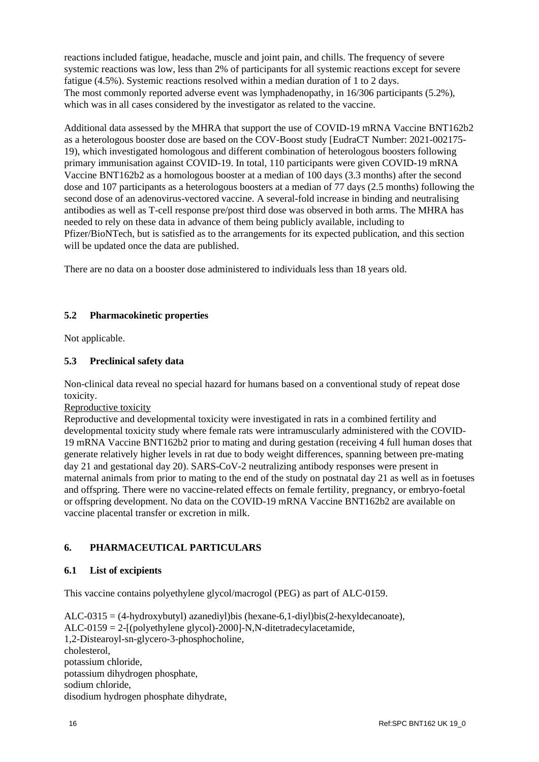reactions included fatigue, headache, muscle and joint pain, and chills. The frequency of severe systemic reactions was low, less than 2% of participants for all systemic reactions except for severe fatigue (4.5%). Systemic reactions resolved within a median duration of 1 to 2 days.
The most commonly reported adverse event was lymphadenopathy, in 16/306 participants (5.2%), which was in all cases considered by the investigator as related to the vaccine.

Additional data assessed by the MHRA that support the use of COVID-19 mRNA Vaccine BNT162b2 as a heterologous booster dose are based on the COV-Boost study [EudraCT Number: 2021-002175-19), which investigated homologous and different combination of heterologous boosters following primary immunisation against COVID-19. In total, 110 participants were given COVID-19 mRNA Vaccine BNT162b2 as a homologous booster at a median of 100 days (3.3 months) after the second dose and 107 participants as a heterologous boosters at a median of 77 days (2.5 months) following the second dose of an adenovirus-vectored vaccine. A several-fold increase in binding and neutralising antibodies as well as T-cell response pre/post third dose was observed in both arms. The MHRA has needed to rely on these data in advance of them being publicly available, including to Pfizer/BioNTech, but is satisfied as to the arrangements for its expected publication, and this section will be updated once the data are published.

There are no data on a booster dose administered to individuals less than 18 years old.

### 5.2 Pharmacokinetic properties

Not applicable.

### 5.3 Preclinical safety data

Non-clinical data reveal no special hazard for humans based on a conventional study of repeat dose toxicity.

Reproductive toxicity

Reproductive and developmental toxicity were investigated in rats in a combined fertility and developmental toxicity study where female rats were intramuscularly administered with the COVID-19 mRNA Vaccine BNT162b2 prior to mating and during gestation (receiving 4 full human doses that generate relatively higher levels in rat due to body weight differences, spanning between pre-mating day 21 and gestational day 20). SARS-CoV-2 neutralizing antibody responses were present in maternal animals from prior to mating to the end of the study on postnatal day 21 as well as in foetuses and offspring. There were no vaccine-related effects on female fertility, pregnancy, or embryo-foetal or offspring development. No data on the COVID-19 mRNA Vaccine BNT162b2 are available on vaccine placental transfer or excretion in milk.

## 6. PHARMACEUTICAL PARTICULARS

### 6.1 List of excipients

This vaccine contains polyethylene glycol/macrogol (PEG) as part of ALC-0159.

ALC-0315 = (4-hydroxybutyl) azanediyl)bis (hexane-6,1-diyl)bis(2-hexyldecanoate),
ALC-0159 = 2-[(polyethylene glycol)-2000]-N,N-ditetradecylacetamide,
1,2-Distearoyl-sn-glycero-3-phosphocholine,
cholesterol,
potassium chloride,
potassium dihydrogen phosphate,
sodium chloride,
disodium hydrogen phosphate dihydrate,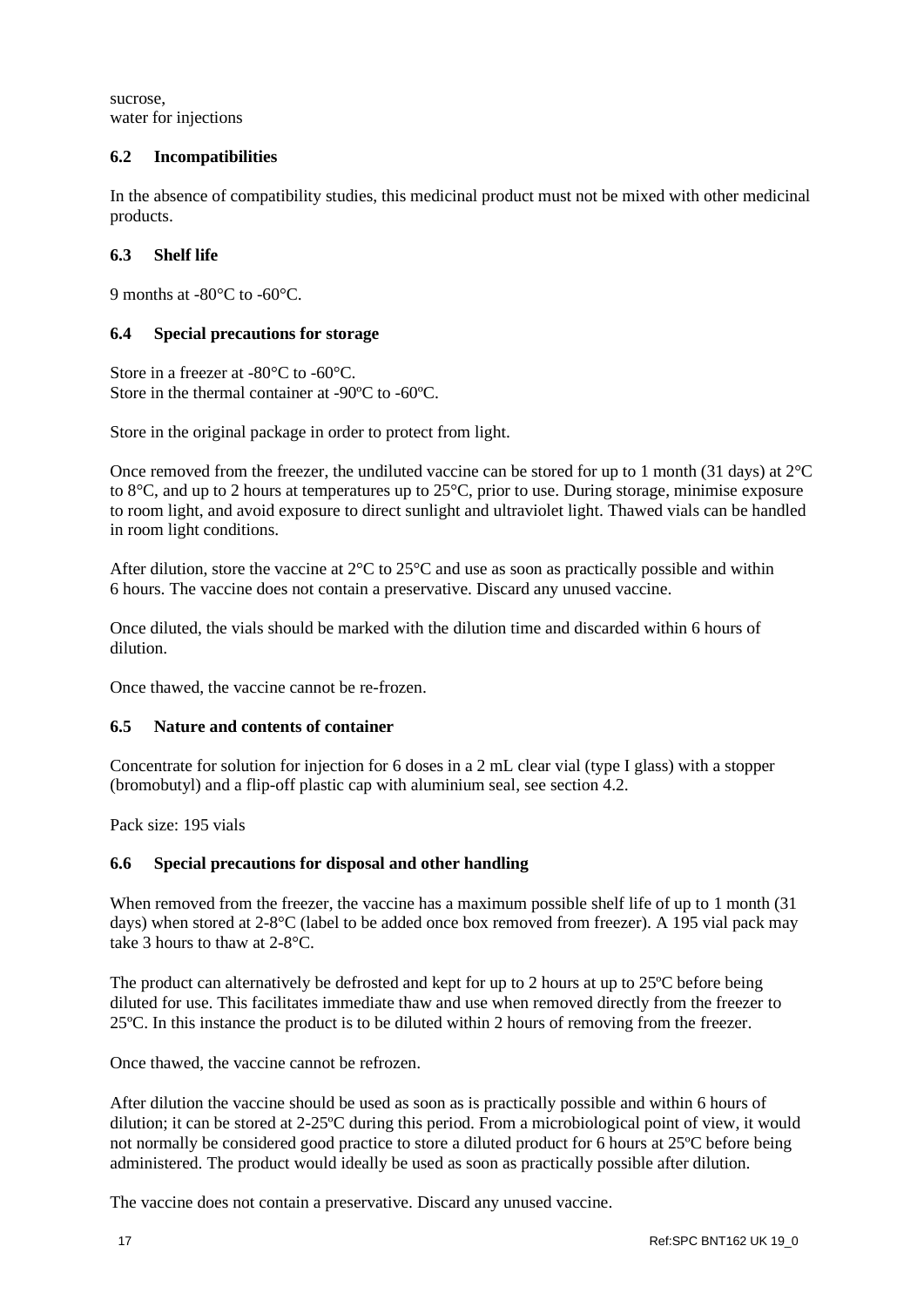sucrose,
water for injections

### 6.2 Incompatibilities

In the absence of compatibility studies, this medicinal product must not be mixed with other medicinal products.

### 6.3 Shelf life

9 months at -80°C to -60°C.

### 6.4 Special precautions for storage

Store in a freezer at -80°C to -60°C.
Store in the thermal container at -90ºC to -60ºC.

Store in the original package in order to protect from light.

Once removed from the freezer, the undiluted vaccine can be stored for up to 1 month (31 days) at 2°C to 8°C, and up to 2 hours at temperatures up to 25°C, prior to use. During storage, minimise exposure to room light, and avoid exposure to direct sunlight and ultraviolet light. Thawed vials can be handled in room light conditions.

After dilution, store the vaccine at 2°C to 25°C and use as soon as practically possible and within 6 hours. The vaccine does not contain a preservative. Discard any unused vaccine.

Once diluted, the vials should be marked with the dilution time and discarded within 6 hours of dilution.

Once thawed, the vaccine cannot be re-frozen.

### 6.5 Nature and contents of container

Concentrate for solution for injection for 6 doses in a 2 mL clear vial (type I glass) with a stopper (bromobutyl) and a flip-off plastic cap with aluminium seal, see section 4.2.

Pack size: 195 vials

### 6.6 Special precautions for disposal and other handling

When removed from the freezer, the vaccine has a maximum possible shelf life of up to 1 month (31 days) when stored at 2-8°C (label to be added once box removed from freezer). A 195 vial pack may take 3 hours to thaw at 2-8°C.

The product can alternatively be defrosted and kept for up to 2 hours at up to 25ºC before being diluted for use. This facilitates immediate thaw and use when removed directly from the freezer to 25ºC. In this instance the product is to be diluted within 2 hours of removing from the freezer.

Once thawed, the vaccine cannot be refrozen.

After dilution the vaccine should be used as soon as is practically possible and within 6 hours of dilution; it can be stored at 2-25ºC during this period. From a microbiological point of view, it would not normally be considered good practice to store a diluted product for 6 hours at 25ºC before being administered. The product would ideally be used as soon as practically possible after dilution.

The vaccine does not contain a preservative. Discard any unused vaccine.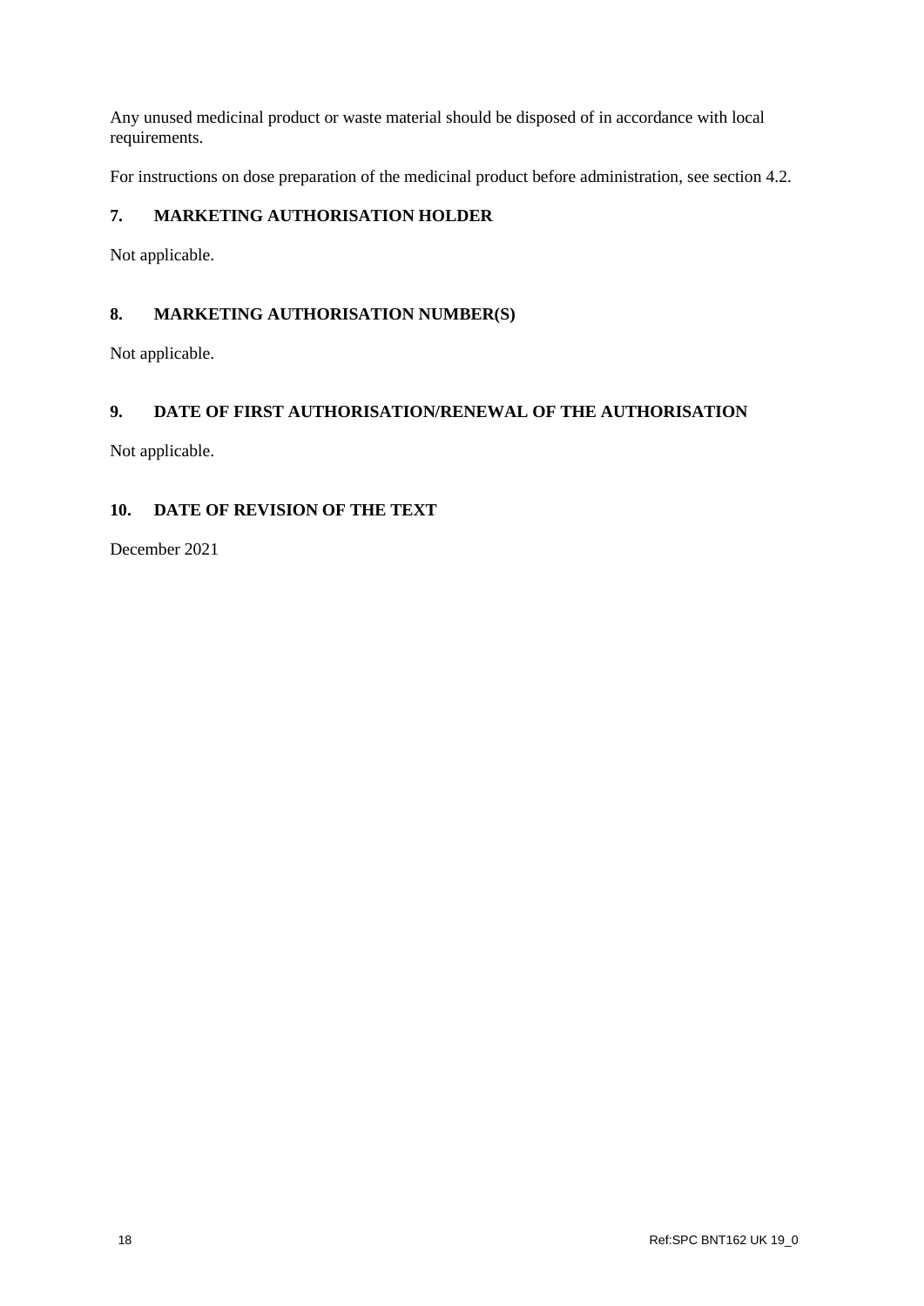Any unused medicinal product or waste material should be disposed of in accordance with local requirements.

For instructions on dose preparation of the medicinal product before administration, see section 4.2.

## 7. MARKETING AUTHORISATION HOLDER

Not applicable.

## 8. MARKETING AUTHORISATION NUMBER(S)

Not applicable.

## 9. DATE OF FIRST AUTHORISATION/RENEWAL OF THE AUTHORISATION

Not applicable.

## 10. DATE OF REVISION OF THE TEXT

December 2021